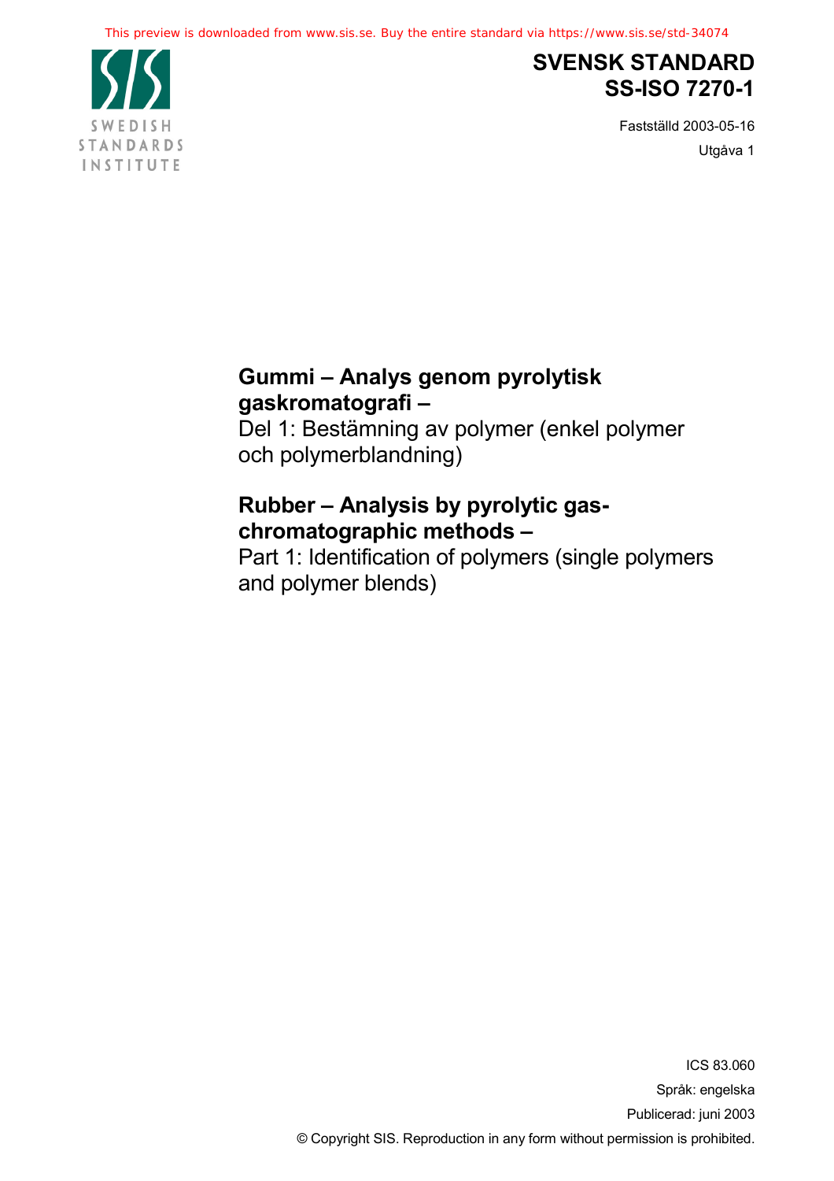# SVENSK STANDARD
# SS-ISO 7270-1

Fastställd 2003-05-16

Utgåva 1

**Gummi – Analys genom pyrolytisk gaskromatografi –**
Del 1: Bestämning av polymer (enkel polymer och polymerblandning)

**Rubber – Analysis by pyrolytic gas-chromatographic methods –**
Part 1: Identification of polymers (single polymers and polymer blends)

ICS 83.060

Språk: engelska

Publicerad: juni 2003

© Copyright SIS. Reproduction in any form without permission is prohibited.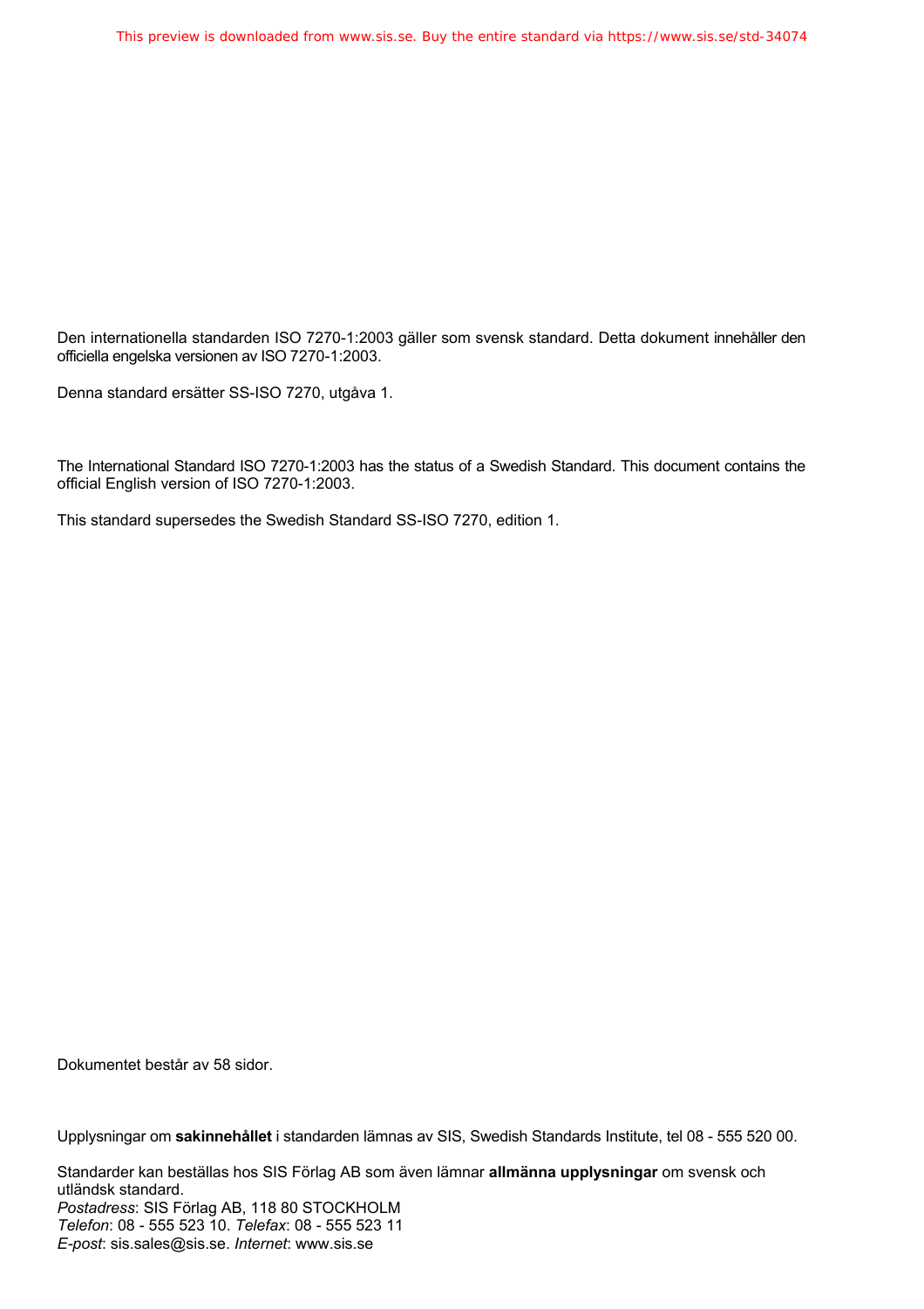Den internationella standarden ISO 7270-1:2003 gäller som svensk standard. Detta dokument innehåller den officiella engelska versionen av ISO 7270-1:2003.

Denna standard ersätter SS-ISO 7270, utgåva 1.

The International Standard ISO 7270-1:2003 has the status of a Swedish Standard. This document contains the official English version of ISO 7270-1:2003.

This standard supersedes the Swedish Standard SS-ISO 7270, edition 1.

Dokumentet består av 58 sidor.

Upplysningar om **sakinnehållet** i standarden lämnas av SIS, Swedish Standards Institute, tel 08 - 555 520 00.

Standarder kan beställas hos SIS Förlag AB som även lämnar **allmänna upplysningar** om svensk och utländsk standard.
*Postadress*: SIS Förlag AB, 118 80 STOCKHOLM
*Telefon*: 08 - 555 523 10. *Telefax*: 08 - 555 523 11
*E-post*: sis.sales@sis.se. *Internet*: www.sis.se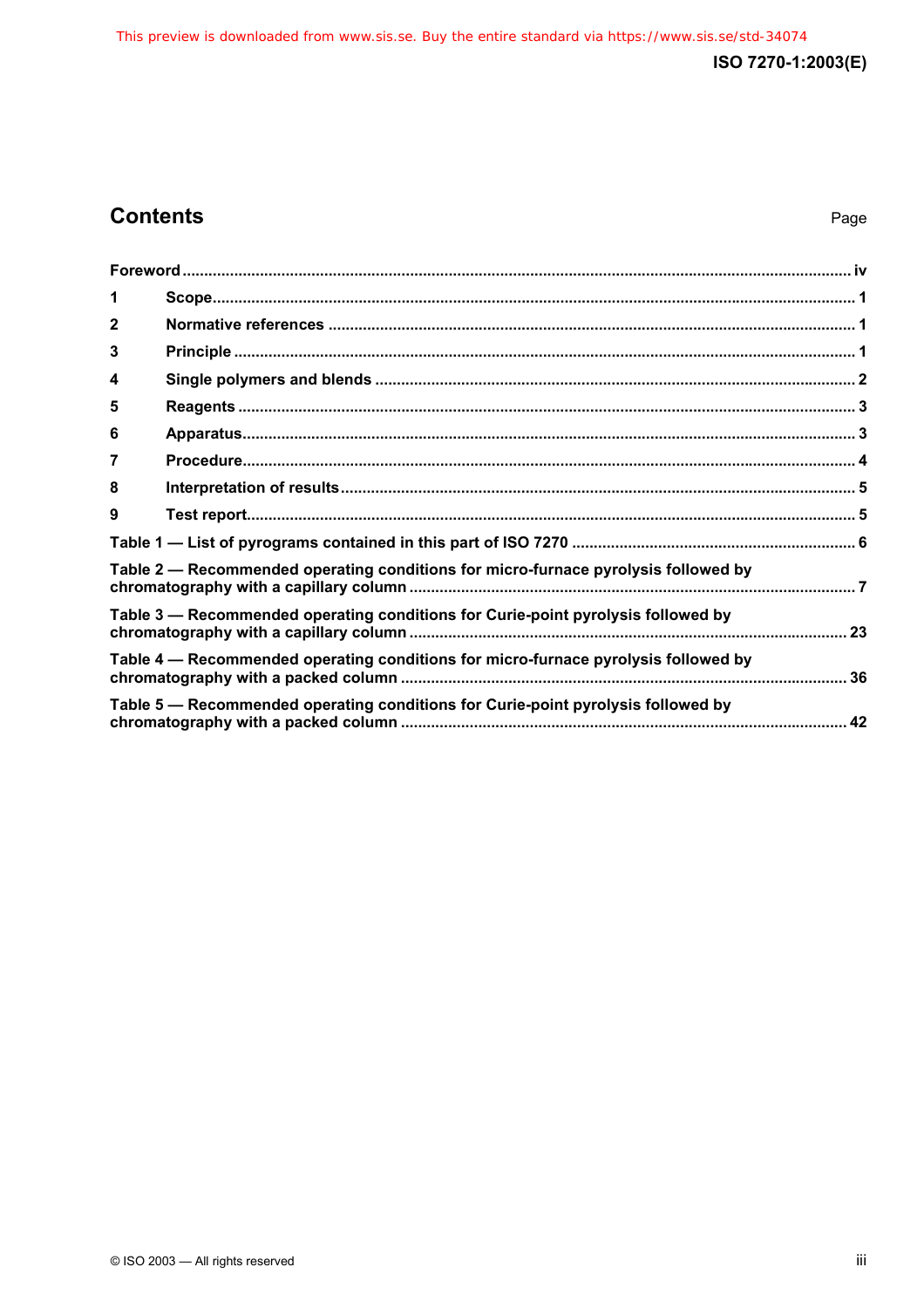## Contents

Page

Foreword ........................................................................................................................................................ iv
1 Scope............................................................................................................................................... 1
2 Normative references ..................................................................................................................... 1
3 Principle .......................................................................................................................................... 1
4 Single polymers and blends ........................................................................................................... 2
5 Reagents .......................................................................................................................................... 3
6 Apparatus......................................................................................................................................... 3
7 Procedure......................................................................................................................................... 4
8 Interpretation of results................................................................................................................... 5
9 Test report........................................................................................................................................ 5
Table 1 — List of pyrograms contained in this part of ISO 7270 ................................................................ 6
Table 2 — Recommended operating conditions for micro-furnace pyrolysis followed by chromatography with a capillary column ..................................................................................................... 7
Table 3 — Recommended operating conditions for Curie-point pyrolysis followed by chromatography with a capillary column ................................................................................................... 23
Table 4 — Recommended operating conditions for micro-furnace pyrolysis followed by chromatography with a packed column ..................................................................................................... 36
Table 5 — Recommended operating conditions for Curie-point pyrolysis followed by chromatography with a packed column ..................................................................................................... 42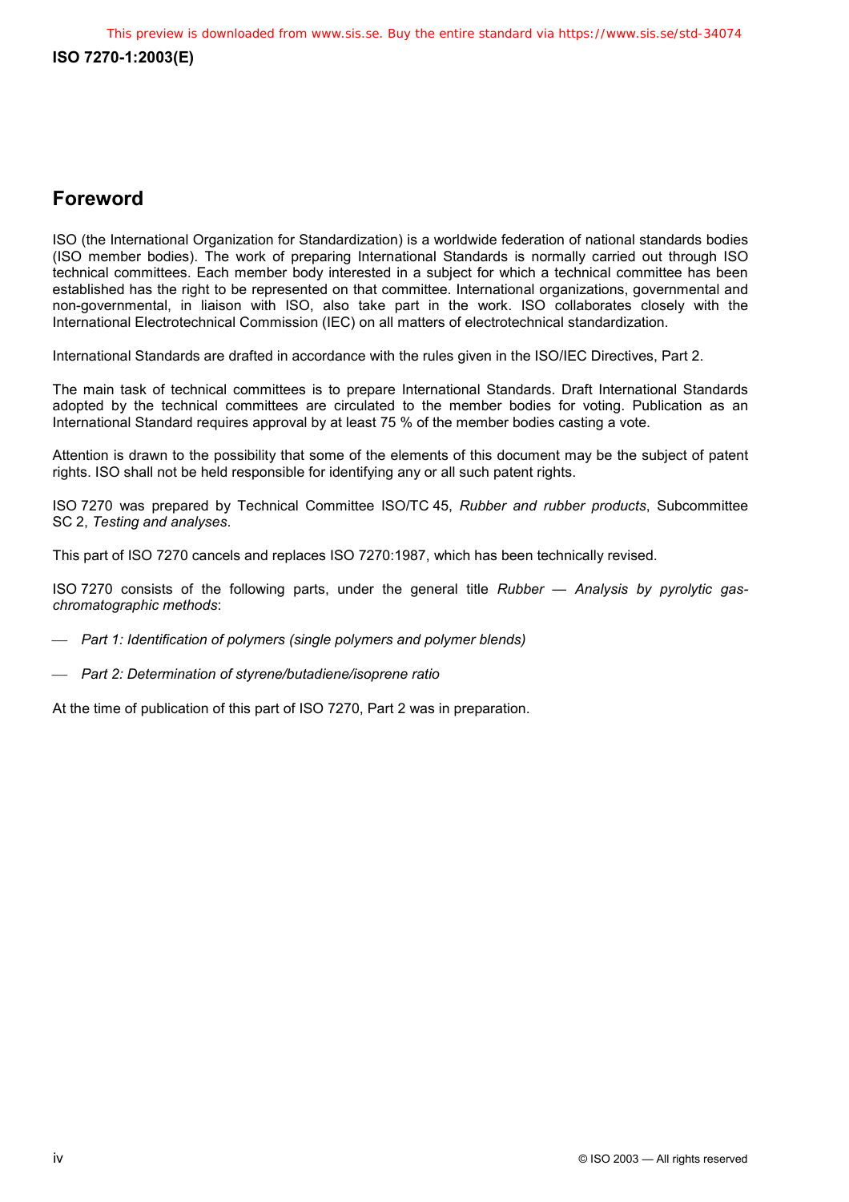## Foreword

ISO (the International Organization for Standardization) is a worldwide federation of national standards bodies (ISO member bodies). The work of preparing International Standards is normally carried out through ISO technical committees. Each member body interested in a subject for which a technical committee has been established has the right to be represented on that committee. International organizations, governmental and non-governmental, in liaison with ISO, also take part in the work. ISO collaborates closely with the International Electrotechnical Commission (IEC) on all matters of electrotechnical standardization.

International Standards are drafted in accordance with the rules given in the ISO/IEC Directives, Part 2.

The main task of technical committees is to prepare International Standards. Draft International Standards adopted by the technical committees are circulated to the member bodies for voting. Publication as an International Standard requires approval by at least 75 % of the member bodies casting a vote.

Attention is drawn to the possibility that some of the elements of this document may be the subject of patent rights. ISO shall not be held responsible for identifying any or all such patent rights.

ISO 7270 was prepared by Technical Committee ISO/TC 45, *Rubber and rubber products*, Subcommittee SC 2, *Testing and analyses*.

This part of ISO 7270 cancels and replaces ISO 7270:1987, which has been technically revised.

ISO 7270 consists of the following parts, under the general title *Rubber — Analysis by pyrolytic gas-chromatographic methods*:

- *Part 1: Identification of polymers (single polymers and polymer blends)*
- *Part 2: Determination of styrene/butadiene/isoprene ratio*

At the time of publication of this part of ISO 7270, Part 2 was in preparation.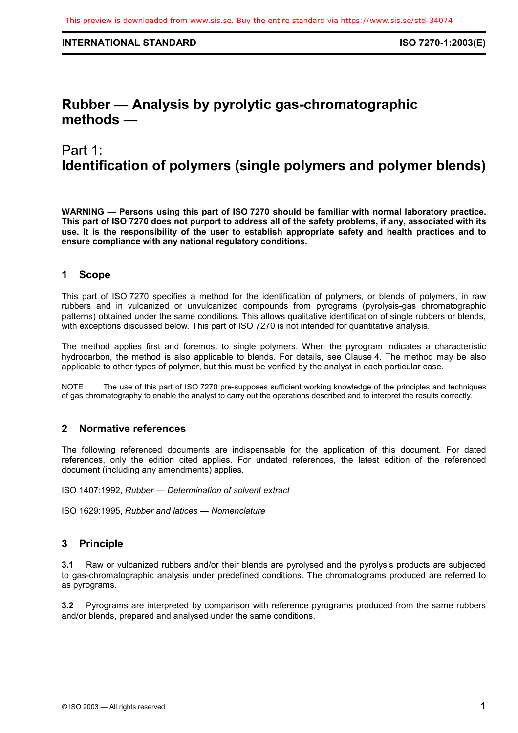# Rubber — Analysis by pyrolytic gas-chromatographic methods —

## Part 1: Identification of polymers (single polymers and polymer blends)

**WARNING — Persons using this part of ISO 7270 should be familiar with normal laboratory practice. This part of ISO 7270 does not purport to address all of the safety problems, if any, associated with its use. It is the responsibility of the user to establish appropriate safety and health practices and to ensure compliance with any national regulatory conditions.**

## 1 Scope

This part of ISO 7270 specifies a method for the identification of polymers, or blends of polymers, in raw rubbers and in vulcanized or unvulcanized compounds from pyrograms (pyrolysis-gas chromatographic patterns) obtained under the same conditions. This allows qualitative identification of single rubbers or blends, with exceptions discussed below. This part of ISO 7270 is not intended for quantitative analysis.

The method applies first and foremost to single polymers. When the pyrogram indicates a characteristic hydrocarbon, the method is also applicable to blends. For details, see Clause 4. The method may be also applicable to other types of polymer, but this must be verified by the analyst in each particular case.

NOTE The use of this part of ISO 7270 pre-supposes sufficient working knowledge of the principles and techniques of gas chromatography to enable the analyst to carry out the operations described and to interpret the results correctly.

## 2 Normative references

The following referenced documents are indispensable for the application of this document. For dated references, only the edition cited applies. For undated references, the latest edition of the referenced document (including any amendments) applies.

ISO 1407:1992, *Rubber — Determination of solvent extract*

ISO 1629:1995, *Rubber and latices — Nomenclature*

## 3 Principle

**3.1** Raw or vulcanized rubbers and/or their blends are pyrolysed and the pyrolysis products are subjected to gas-chromatographic analysis under predefined conditions. The chromatograms produced are referred to as pyrograms.

**3.2** Pyrograms are interpreted by comparison with reference pyrograms produced from the same rubbers and/or blends, prepared and analysed under the same conditions.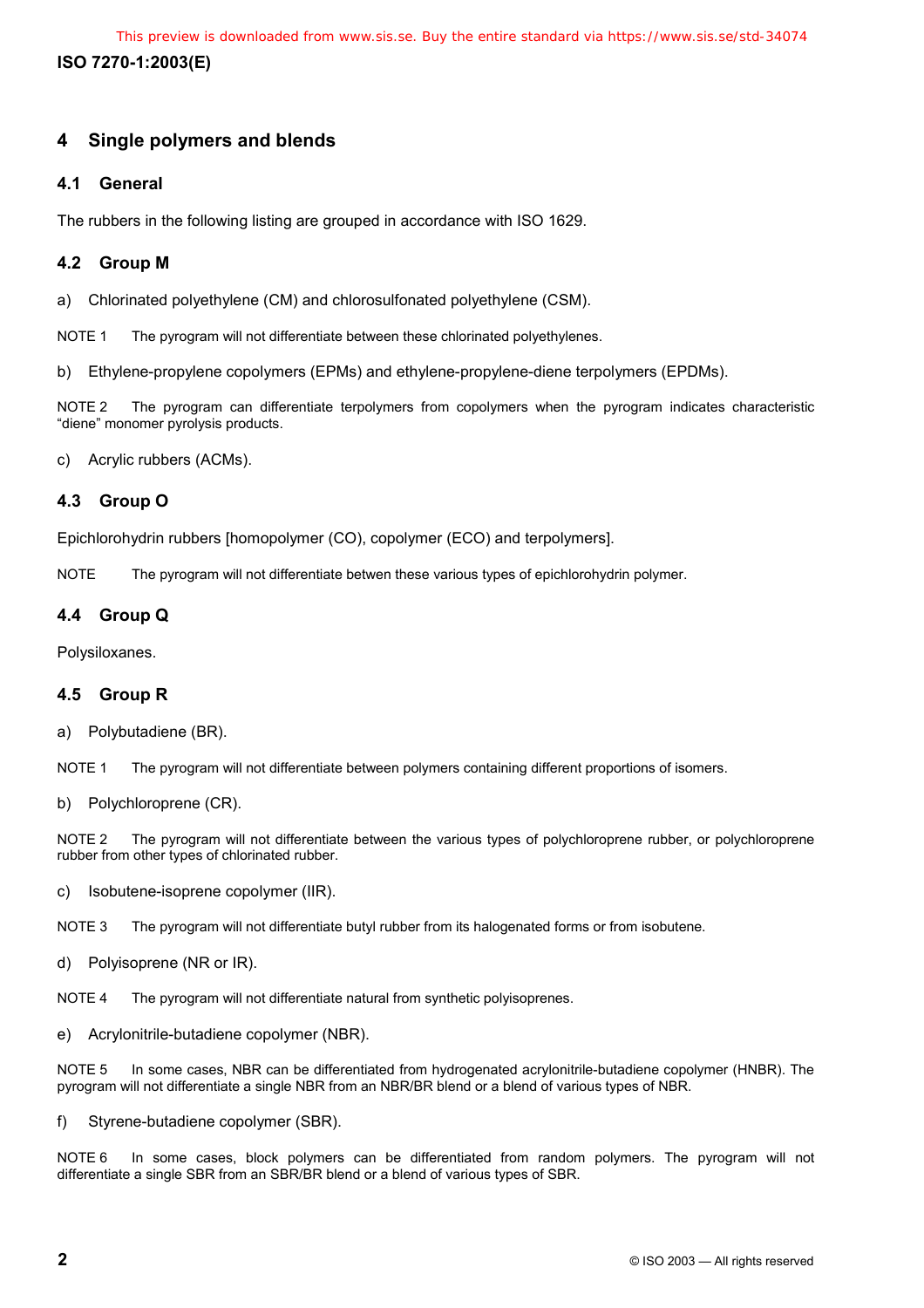## 4 Single polymers and blends

### 4.1 General

The rubbers in the following listing are grouped in accordance with ISO 1629.

### 4.2 Group M

a) Chlorinated polyethylene (CM) and chlorosulfonated polyethylene (CSM).

NOTE 1 The pyrogram will not differentiate between these chlorinated polyethylenes.

b) Ethylene-propylene copolymers (EPMs) and ethylene-propylene-diene terpolymers (EPDMs).

NOTE 2 The pyrogram can differentiate terpolymers from copolymers when the pyrogram indicates characteristic "diene" monomer pyrolysis products.

c) Acrylic rubbers (ACMs).

### 4.3 Group O

Epichlorohydrin rubbers [homopolymer (CO), copolymer (ECO) and terpolymers].

NOTE The pyrogram will not differentiate betwen these various types of epichlorohydrin polymer.

### 4.4 Group Q

Polysiloxanes.

### 4.5 Group R

a) Polybutadiene (BR).

NOTE 1 The pyrogram will not differentiate between polymers containing different proportions of isomers.

b) Polychloroprene (CR).

NOTE 2 The pyrogram will not differentiate between the various types of polychloroprene rubber, or polychloroprene rubber from other types of chlorinated rubber.

c) Isobutene-isoprene copolymer (IIR).

NOTE 3 The pyrogram will not differentiate butyl rubber from its halogenated forms or from isobutene.

d) Polyisoprene (NR or IR).

NOTE 4 The pyrogram will not differentiate natural from synthetic polyisoprenes.

e) Acrylonitrile-butadiene copolymer (NBR).

NOTE 5 In some cases, NBR can be differentiated from hydrogenated acrylonitrile-butadiene copolymer (HNBR). The pyrogram will not differentiate a single NBR from an NBR/BR blend or a blend of various types of NBR.

f) Styrene-butadiene copolymer (SBR).

NOTE 6 In some cases, block polymers can be differentiated from random polymers. The pyrogram will not differentiate a single SBR from an SBR/BR blend or a blend of various types of SBR.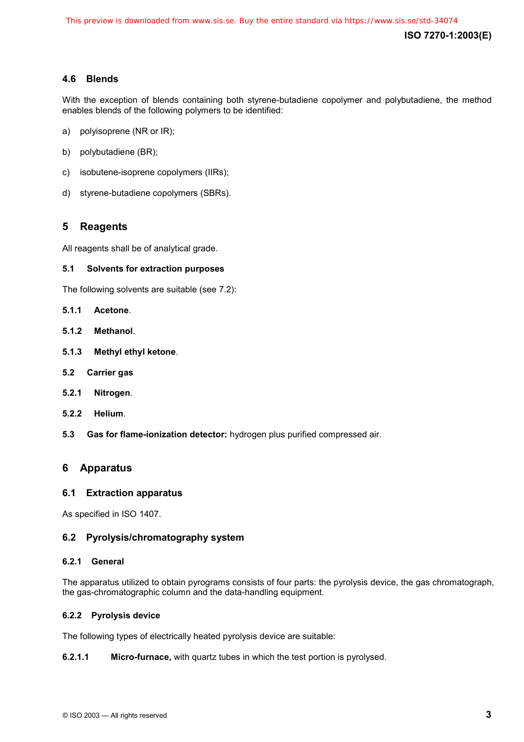### 4.6 Blends

With the exception of blends containing both styrene-butadiene copolymer and polybutadiene, the method enables blends of the following polymers to be identified:

a) polyisoprene (NR or IR);

b) polybutadiene (BR);

c) isobutene-isoprene copolymers (IIRs);

d) styrene-butadiene copolymers (SBRs).

## 5 Reagents

All reagents shall be of analytical grade.

#### 5.1 Solvents for extraction purposes

The following solvents are suitable (see 7.2):

**5.1.1 Acetone**.

**5.1.2 Methanol**.

**5.1.3 Methyl ethyl ketone**.

#### 5.2 Carrier gas

**5.2.1 Nitrogen**.

**5.2.2 Helium**.

**5.3 Gas for flame-ionization detector:** hydrogen plus purified compressed air.

## 6 Apparatus

### 6.1 Extraction apparatus

As specified in ISO 1407.

### 6.2 Pyrolysis/chromatography system

#### 6.2.1 General

The apparatus utilized to obtain pyrograms consists of four parts: the pyrolysis device, the gas chromatograph, the gas-chromatographic column and the data-handling equipment.

#### 6.2.2 Pyrolysis device

The following types of electrically heated pyrolysis device are suitable:

**6.2.1.1 Micro-furnace,** with quartz tubes in which the test portion is pyrolysed.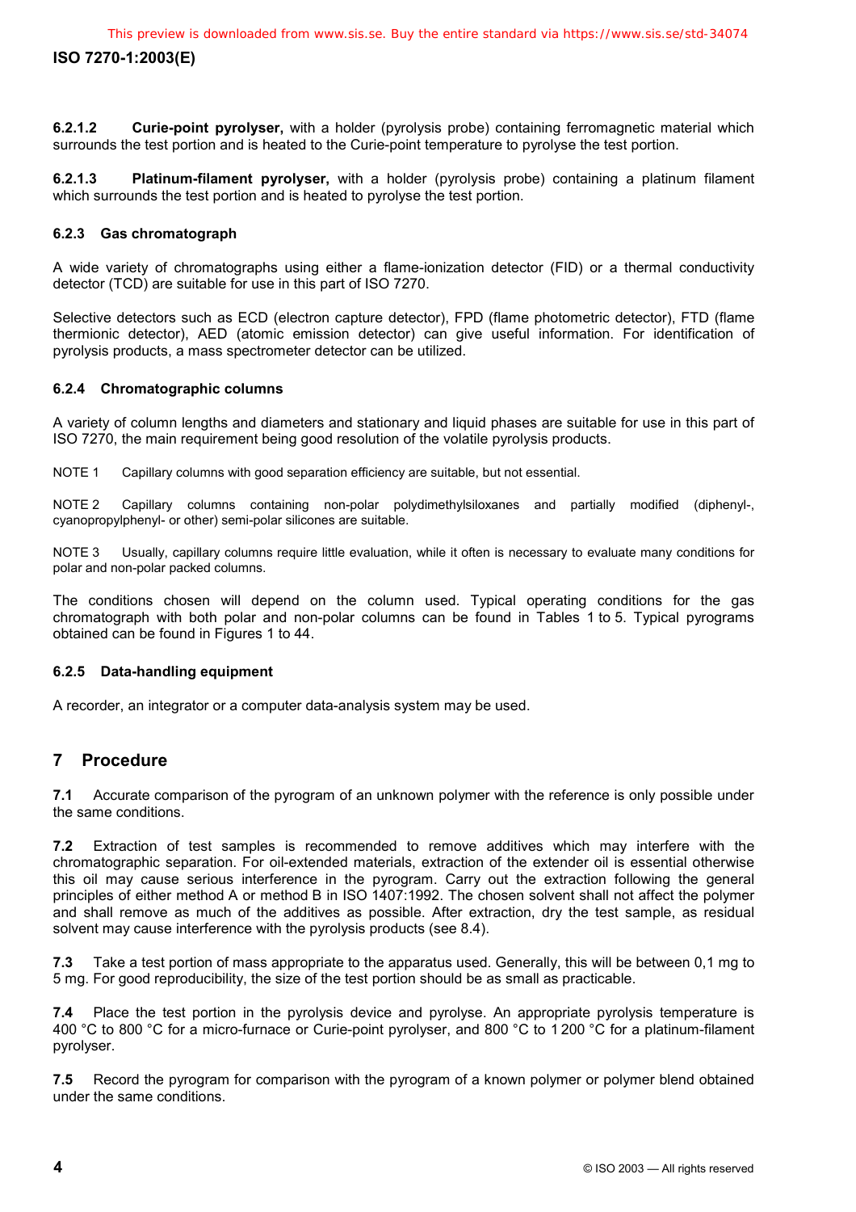**6.2.1.2 Curie-point pyrolyser,** with a holder (pyrolysis probe) containing ferromagnetic material which surrounds the test portion and is heated to the Curie-point temperature to pyrolyse the test portion.

**6.2.1.3 Platinum-filament pyrolyser,** with a holder (pyrolysis probe) containing a platinum filament which surrounds the test portion and is heated to pyrolyse the test portion.

#### 6.2.3 Gas chromatograph

A wide variety of chromatographs using either a flame-ionization detector (FID) or a thermal conductivity detector (TCD) are suitable for use in this part of ISO 7270.

Selective detectors such as ECD (electron capture detector), FPD (flame photometric detector), FTD (flame thermionic detector), AED (atomic emission detector) can give useful information. For identification of pyrolysis products, a mass spectrometer detector can be utilized.

#### 6.2.4 Chromatographic columns

A variety of column lengths and diameters and stationary and liquid phases are suitable for use in this part of ISO 7270, the main requirement being good resolution of the volatile pyrolysis products.

NOTE 1 Capillary columns with good separation efficiency are suitable, but not essential.

NOTE 2 Capillary columns containing non-polar polydimethylsiloxanes and partially modified (diphenyl-, cyanopropylphenyl- or other) semi-polar silicones are suitable.

NOTE 3 Usually, capillary columns require little evaluation, while it often is necessary to evaluate many conditions for polar and non-polar packed columns.

The conditions chosen will depend on the column used. Typical operating conditions for the gas chromatograph with both polar and non-polar columns can be found in Tables 1 to 5. Typical pyrograms obtained can be found in Figures 1 to 44.

#### 6.2.5 Data-handling equipment

A recorder, an integrator or a computer data-analysis system may be used.

## 7 Procedure

**7.1** Accurate comparison of the pyrogram of an unknown polymer with the reference is only possible under the same conditions.

**7.2** Extraction of test samples is recommended to remove additives which may interfere with the chromatographic separation. For oil-extended materials, extraction of the extender oil is essential otherwise this oil may cause serious interference in the pyrogram. Carry out the extraction following the general principles of either method A or method B in ISO 1407:1992. The chosen solvent shall not affect the polymer and shall remove as much of the additives as possible. After extraction, dry the test sample, as residual solvent may cause interference with the pyrolysis products (see 8.4).

**7.3** Take a test portion of mass appropriate to the apparatus used. Generally, this will be between 0,1 mg to 5 mg. For good reproducibility, the size of the test portion should be as small as practicable.

**7.4** Place the test portion in the pyrolysis device and pyrolyse. An appropriate pyrolysis temperature is 400 °C to 800 °C for a micro-furnace or Curie-point pyrolyser, and 800 °C to 1 200 °C for a platinum-filament pyrolyser.

**7.5** Record the pyrogram for comparison with the pyrogram of a known polymer or polymer blend obtained under the same conditions.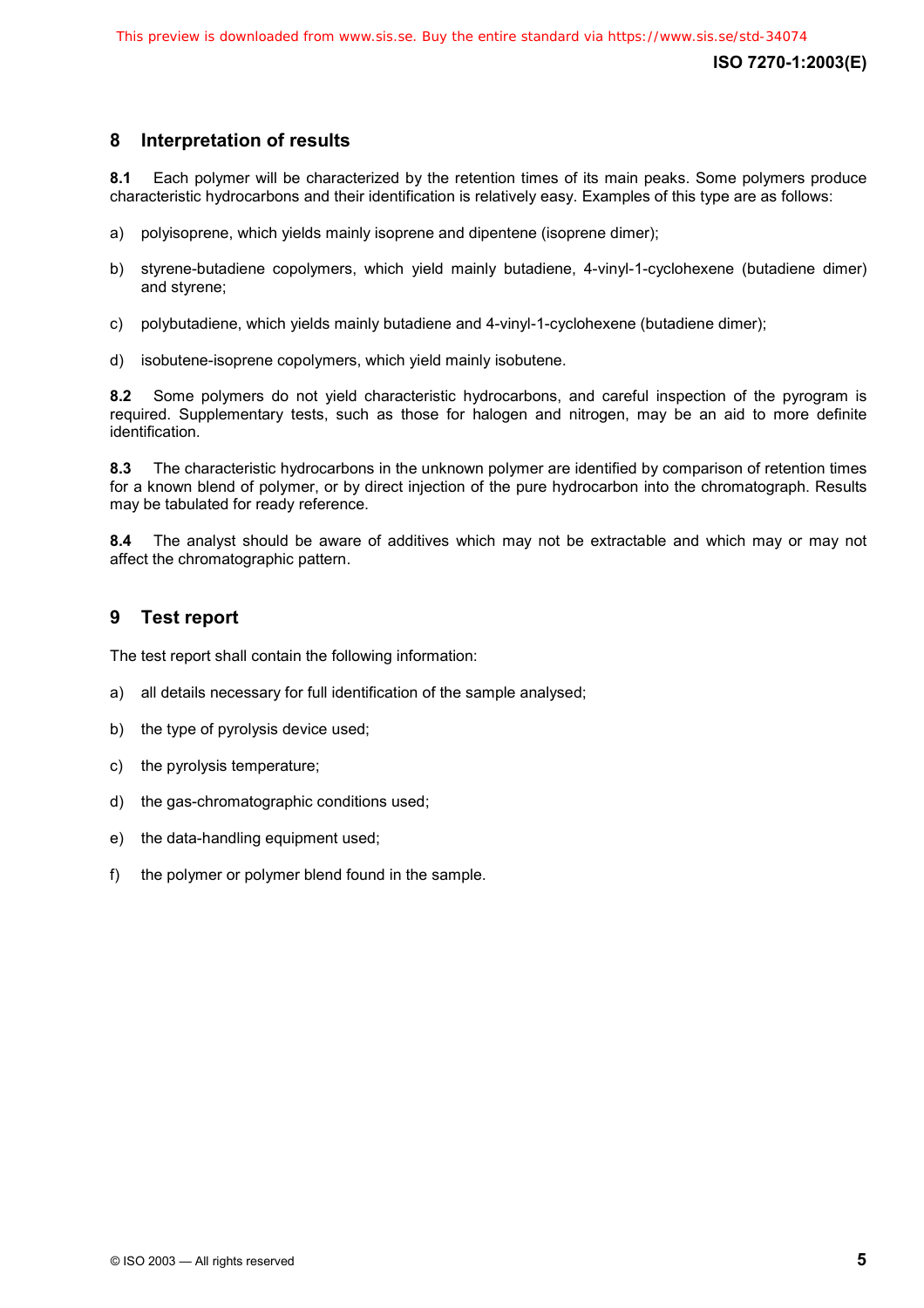## 8 Interpretation of results

**8.1** Each polymer will be characterized by the retention times of its main peaks. Some polymers produce characteristic hydrocarbons and their identification is relatively easy. Examples of this type are as follows:

a) polyisoprene, which yields mainly isoprene and dipentene (isoprene dimer);

b) styrene-butadiene copolymers, which yield mainly butadiene, 4-vinyl-1-cyclohexene (butadiene dimer) and styrene;

c) polybutadiene, which yields mainly butadiene and 4-vinyl-1-cyclohexene (butadiene dimer);

d) isobutene-isoprene copolymers, which yield mainly isobutene.

**8.2** Some polymers do not yield characteristic hydrocarbons, and careful inspection of the pyrogram is required. Supplementary tests, such as those for halogen and nitrogen, may be an aid to more definite identification.

**8.3** The characteristic hydrocarbons in the unknown polymer are identified by comparison of retention times for a known blend of polymer, or by direct injection of the pure hydrocarbon into the chromatograph. Results may be tabulated for ready reference.

**8.4** The analyst should be aware of additives which may not be extractable and which may or may not affect the chromatographic pattern.

## 9 Test report

The test report shall contain the following information:

a) all details necessary for full identification of the sample analysed;

b) the type of pyrolysis device used;

c) the pyrolysis temperature;

d) the gas-chromatographic conditions used;

e) the data-handling equipment used;

f) the polymer or polymer blend found in the sample.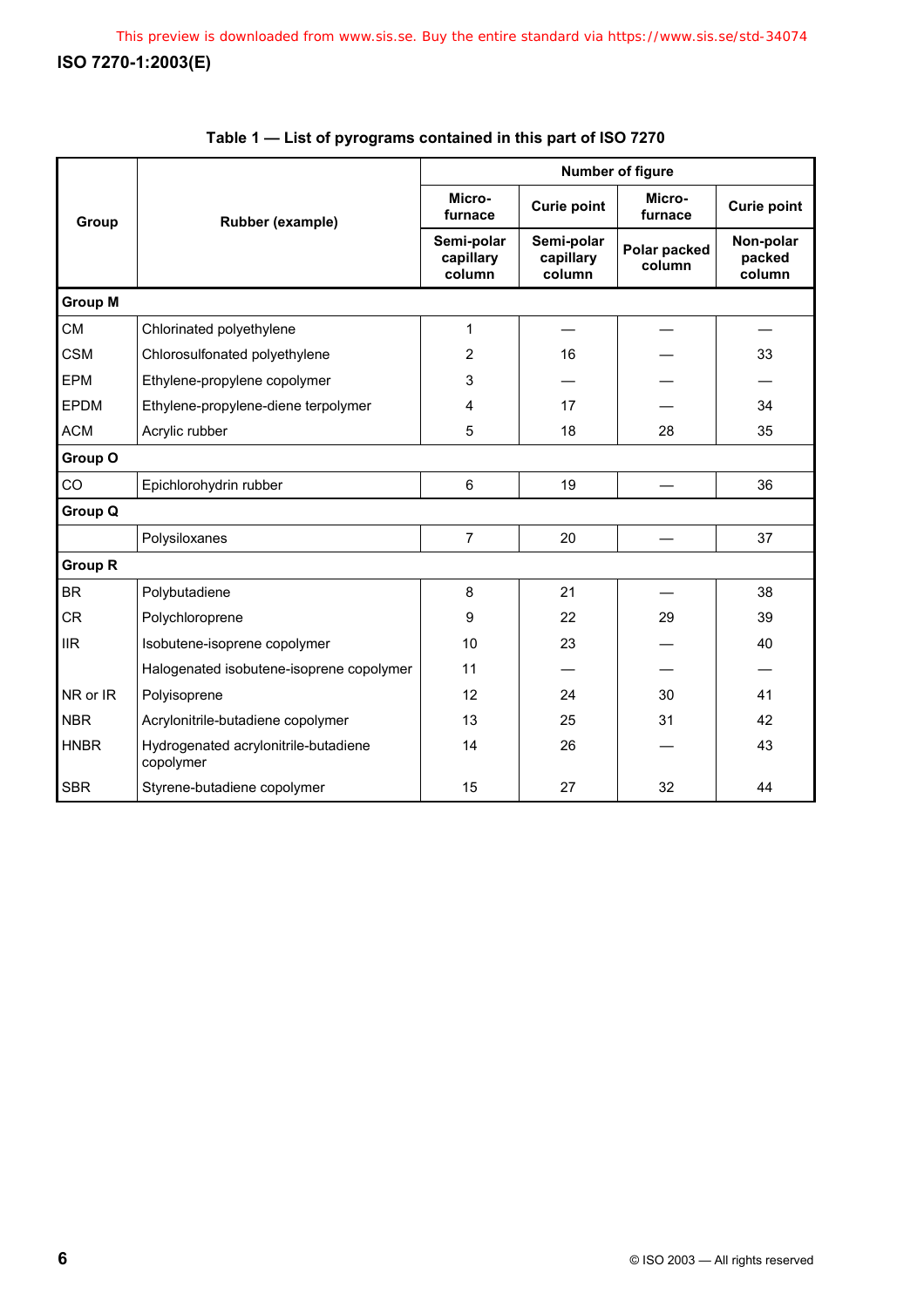**Table 1 — List of pyrograms contained in this part of ISO 7270**

| Group | Rubber (example) | Number of figure | | | |
|---|---|---|---|---|---|
| | | Micro-furnace | Curie point | Micro-furnace | Curie point |
| | | Semi-polar capillary column | Semi-polar capillary column | Polar packed column | Non-polar packed column |
| **Group M** | | | | | |
| CM | Chlorinated polyethylene | 1 | — | — | — |
| CSM | Chlorosulfonated polyethylene | 2 | 16 | — | 33 |
| EPM | Ethylene-propylene copolymer | 3 | — | — | — |
| EPDM | Ethylene-propylene-diene terpolymer | 4 | 17 | — | 34 |
| ACM | Acrylic rubber | 5 | 18 | 28 | 35 |
| **Group O** | | | | | |
| CO | Epichlorohydrin rubber | 6 | 19 | — | 36 |
| **Group Q** | | | | | |
| | Polysiloxanes | 7 | 20 | — | 37 |
| **Group R** | | | | | |
| BR | Polybutadiene | 8 | 21 | — | 38 |
| CR | Polychloroprene | 9 | 22 | 29 | 39 |
| IIR | Isobutene-isoprene copolymer | 10 | 23 | — | 40 |
| | Halogenated isobutene-isoprene copolymer | 11 | — | — | — |
| NR or IR | Polyisoprene | 12 | 24 | 30 | 41 |
| NBR | Acrylonitrile-butadiene copolymer | 13 | 25 | 31 | 42 |
| HNBR | Hydrogenated acrylonitrile-butadiene copolymer | 14 | 26 | — | 43 |
| SBR | Styrene-butadiene copolymer | 15 | 27 | 32 | 44 |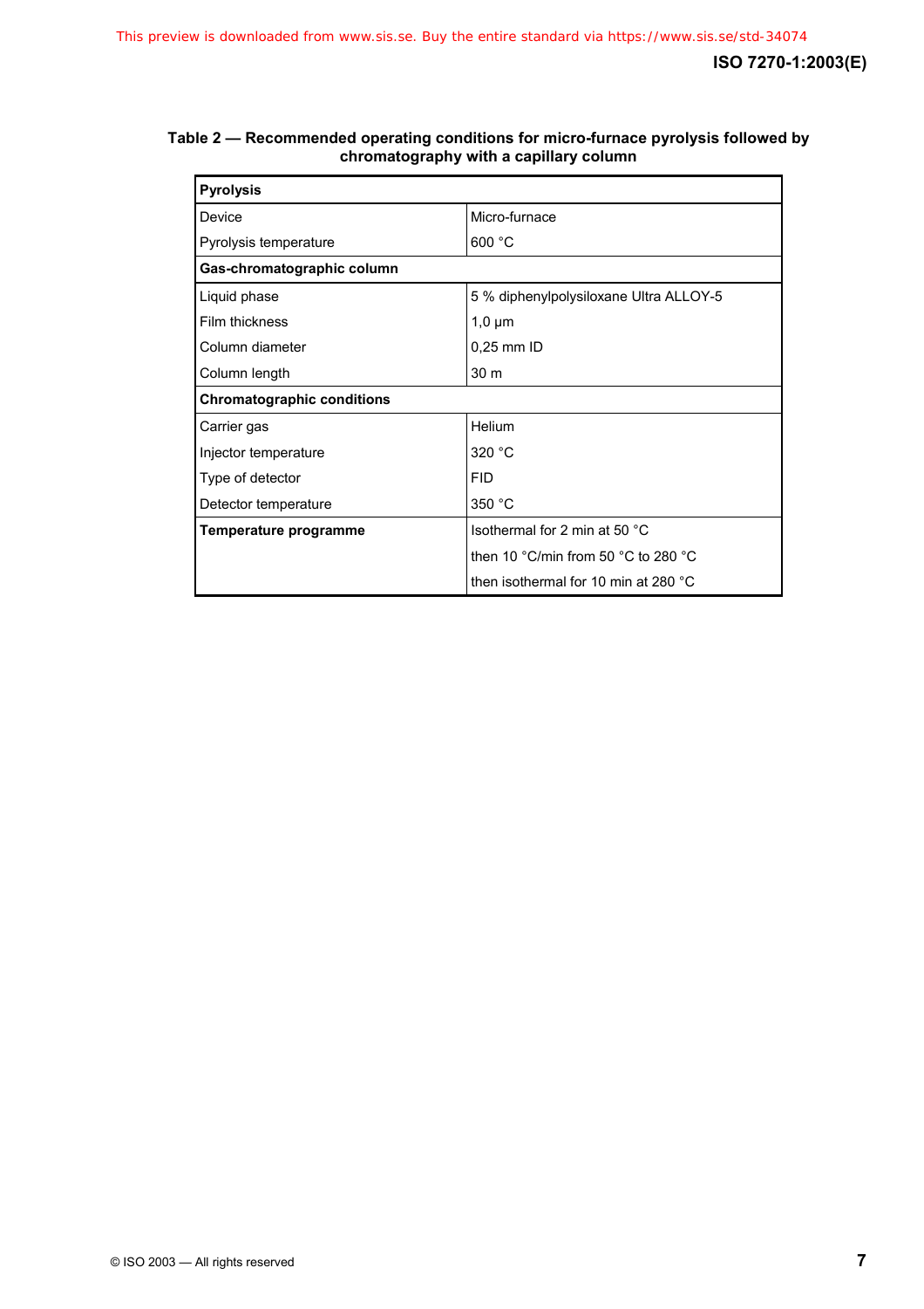**Table 2 — Recommended operating conditions for micro-furnace pyrolysis followed by chromatography with a capillary column**

| | |
|---|---|
| **Pyrolysis** | |
| Device | Micro-furnace |
| Pyrolysis temperature | 600 °C |
| **Gas-chromatographic column** | |
| Liquid phase | 5 % diphenylpolysiloxane Ultra ALLOY-5 |
| Film thickness | 1,0 µm |
| Column diameter | 0,25 mm ID |
| Column length | 30 m |
| **Chromatographic conditions** | |
| Carrier gas | Helium |
| Injector temperature | 320 °C |
| Type of detector | FID |
| Detector temperature | 350 °C |
| **Temperature programme** | Isothermal for 2 min at 50 °C |
| | then 10 °C/min from 50 °C to 280 °C |
| | then isothermal for 10 min at 280 °C |